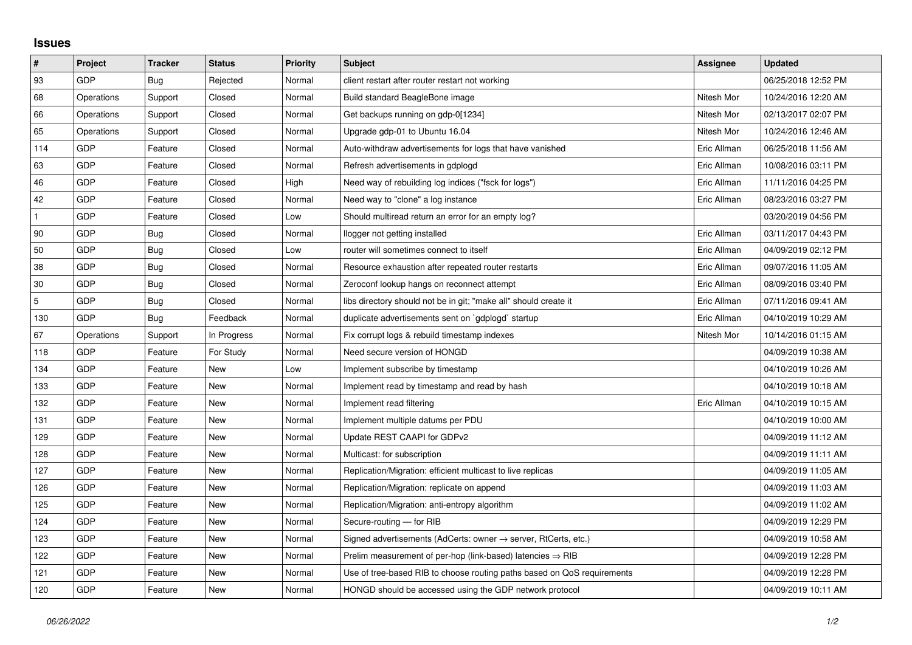## Issues

| # | Project | Tracker | Status | Priority | Subject | Assignee | Updated |
|---|---|---|---|---|---|---|---|
| 93 | GDP | Bug | Rejected | Normal | client restart after router restart not working | | 06/25/2018 12:52 PM |
| 68 | Operations | Support | Closed | Normal | Build standard BeagleBone image | Nitesh Mor | 10/24/2016 12:20 AM |
| 66 | Operations | Support | Closed | Normal | Get backups running on gdp-0[1234] | Nitesh Mor | 02/13/2017 02:07 PM |
| 65 | Operations | Support | Closed | Normal | Upgrade gdp-01 to Ubuntu 16.04 | Nitesh Mor | 10/24/2016 12:46 AM |
| 114 | GDP | Feature | Closed | Normal | Auto-withdraw advertisements for logs that have vanished | Eric Allman | 06/25/2018 11:56 AM |
| 63 | GDP | Feature | Closed | Normal | Refresh advertisements in gdplogd | Eric Allman | 10/08/2016 03:11 PM |
| 46 | GDP | Feature | Closed | High | Need way of rebuilding log indices ("fsck for logs") | Eric Allman | 11/11/2016 04:25 PM |
| 42 | GDP | Feature | Closed | Normal | Need way to "clone" a log instance | Eric Allman | 08/23/2016 03:27 PM |
| 1 | GDP | Feature | Closed | Low | Should multiread return an error for an empty log? | | 03/20/2019 04:56 PM |
| 90 | GDP | Bug | Closed | Normal | llogger not getting installed | Eric Allman | 03/11/2017 04:43 PM |
| 50 | GDP | Bug | Closed | Low | router will sometimes connect to itself | Eric Allman | 04/09/2019 02:12 PM |
| 38 | GDP | Bug | Closed | Normal | Resource exhaustion after repeated router restarts | Eric Allman | 09/07/2016 11:05 AM |
| 30 | GDP | Bug | Closed | Normal | Zeroconf lookup hangs on reconnect attempt | Eric Allman | 08/09/2016 03:40 PM |
| 5 | GDP | Bug | Closed | Normal | libs directory should not be in git; "make all" should create it | Eric Allman | 07/11/2016 09:41 AM |
| 130 | GDP | Bug | Feedback | Normal | duplicate advertisements sent on `gdplogd` startup | Eric Allman | 04/10/2019 10:29 AM |
| 67 | Operations | Support | In Progress | Normal | Fix corrupt logs & rebuild timestamp indexes | Nitesh Mor | 10/14/2016 01:15 AM |
| 118 | GDP | Feature | For Study | Normal | Need secure version of HONGD | | 04/09/2019 10:38 AM |
| 134 | GDP | Feature | New | Low | Implement subscribe by timestamp | | 04/10/2019 10:26 AM |
| 133 | GDP | Feature | New | Normal | Implement read by timestamp and read by hash | | 04/10/2019 10:18 AM |
| 132 | GDP | Feature | New | Normal | Implement read filtering | Eric Allman | 04/10/2019 10:15 AM |
| 131 | GDP | Feature | New | Normal | Implement multiple datums per PDU | | 04/10/2019 10:00 AM |
| 129 | GDP | Feature | New | Normal | Update REST CAAPI for GDPv2 | | 04/09/2019 11:12 AM |
| 128 | GDP | Feature | New | Normal | Multicast: for subscription | | 04/09/2019 11:11 AM |
| 127 | GDP | Feature | New | Normal | Replication/Migration: efficient multicast to live replicas | | 04/09/2019 11:05 AM |
| 126 | GDP | Feature | New | Normal | Replication/Migration: replicate on append | | 04/09/2019 11:03 AM |
| 125 | GDP | Feature | New | Normal | Replication/Migration: anti-entropy algorithm | | 04/09/2019 11:02 AM |
| 124 | GDP | Feature | New | Normal | Secure-routing — for RIB | | 04/09/2019 12:29 PM |
| 123 | GDP | Feature | New | Normal | Signed advertisements (AdCerts: owner → server, RtCerts, etc.) | | 04/09/2019 10:58 AM |
| 122 | GDP | Feature | New | Normal | Prelim measurement of per-hop (link-based) latencies ⇒ RIB | | 04/09/2019 12:28 PM |
| 121 | GDP | Feature | New | Normal | Use of tree-based RIB to choose routing paths based on QoS requirements | | 04/09/2019 12:28 PM |
| 120 | GDP | Feature | New | Normal | HONGD should be accessed using the GDP network protocol | | 04/09/2019 10:11 AM |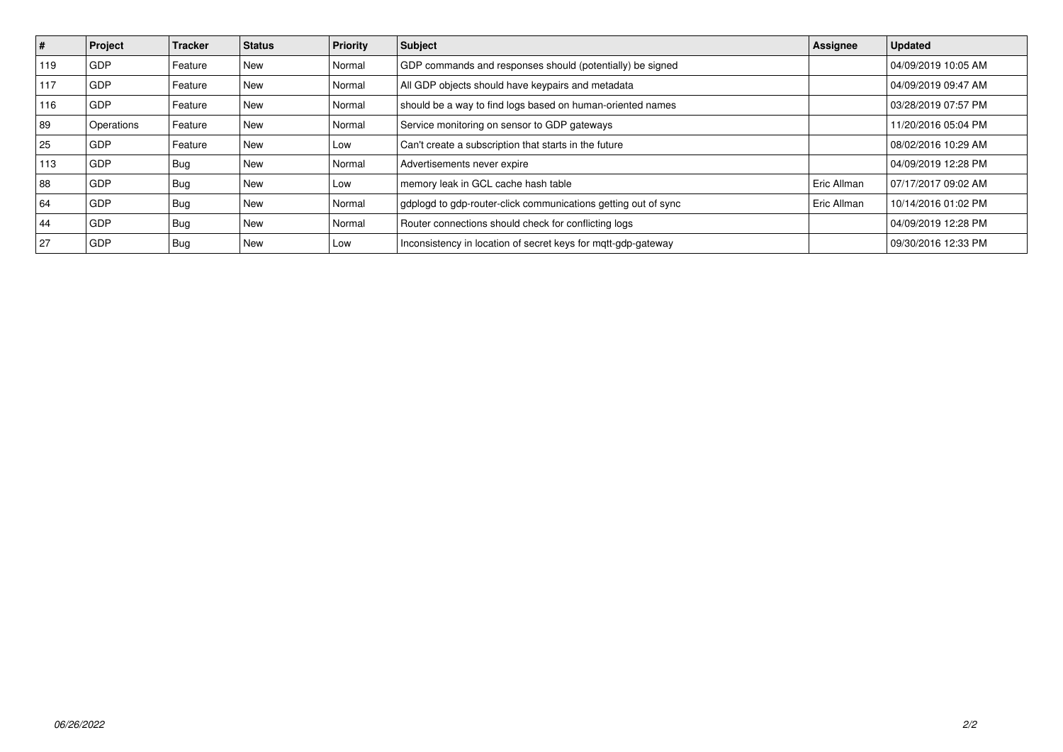| # | Project | Tracker | Status | Priority | Subject | Assignee | Updated |
|---|---|---|---|---|---|---|---|
| 119 | GDP | Feature | New | Normal | GDP commands and responses should (potentially) be signed | | 04/09/2019 10:05 AM |
| 117 | GDP | Feature | New | Normal | All GDP objects should have keypairs and metadata | | 04/09/2019 09:47 AM |
| 116 | GDP | Feature | New | Normal | should be a way to find logs based on human-oriented names | | 03/28/2019 07:57 PM |
| 89 | Operations | Feature | New | Normal | Service monitoring on sensor to GDP gateways | | 11/20/2016 05:04 PM |
| 25 | GDP | Feature | New | Low | Can't create a subscription that starts in the future | | 08/02/2016 10:29 AM |
| 113 | GDP | Bug | New | Normal | Advertisements never expire | | 04/09/2019 12:28 PM |
| 88 | GDP | Bug | New | Low | memory leak in GCL cache hash table | Eric Allman | 07/17/2017 09:02 AM |
| 64 | GDP | Bug | New | Normal | gdplogd to gdp-router-click communications getting out of sync | Eric Allman | 10/14/2016 01:02 PM |
| 44 | GDP | Bug | New | Normal | Router connections should check for conflicting logs | | 04/09/2019 12:28 PM |
| 27 | GDP | Bug | New | Low | Inconsistency in location of secret keys for mqtt-gdp-gateway | | 09/30/2016 12:33 PM |

*06/26/2022*